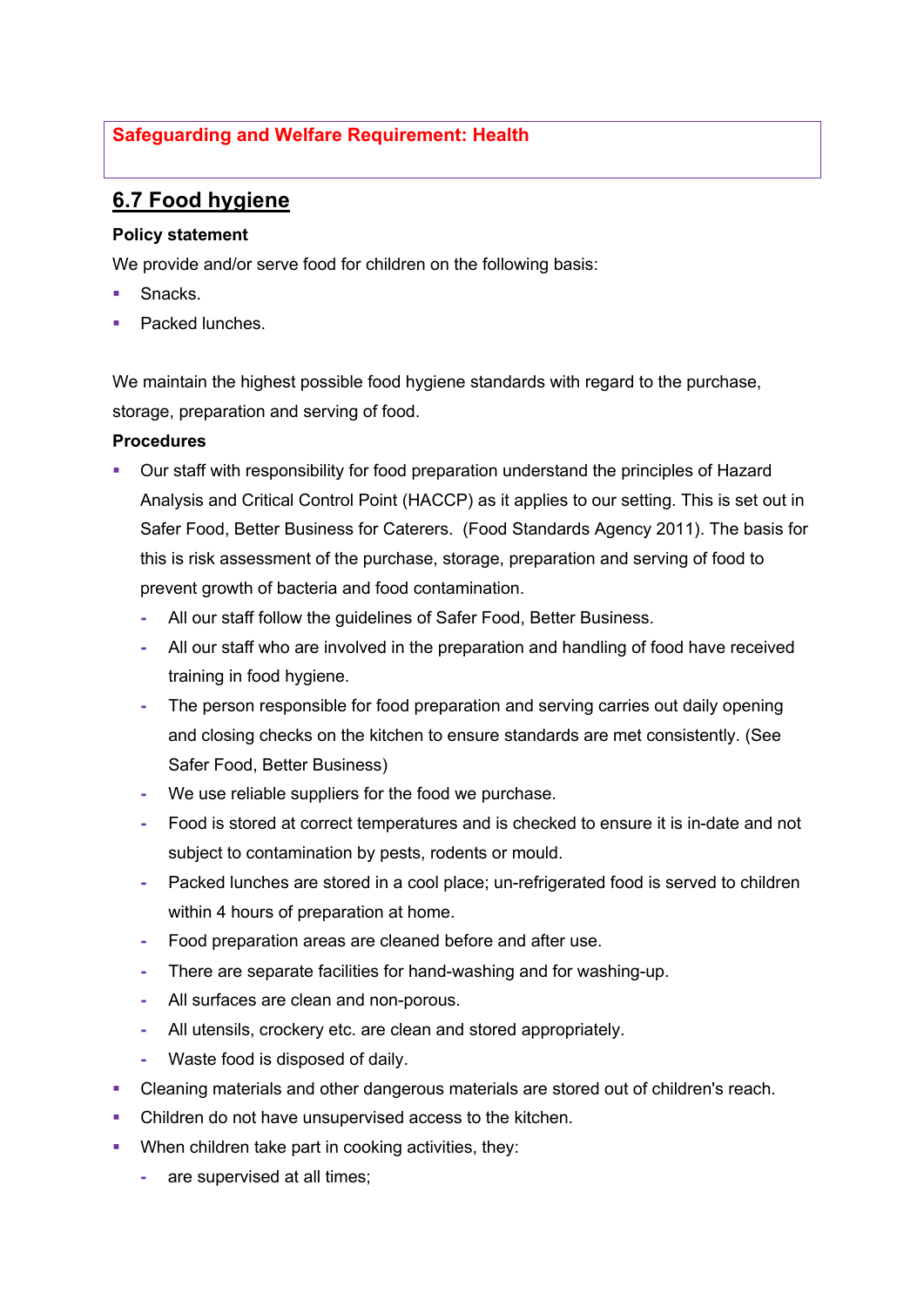**Safeguarding and Welfare Requirement: Health**

## 6.7 Food hygiene

**Policy statement**

We provide and/or serve food for children on the following basis:

- Snacks.
- Packed lunches.

We maintain the highest possible food hygiene standards with regard to the purchase, storage, preparation and serving of food.

**Procedures**

- Our staff with responsibility for food preparation understand the principles of Hazard Analysis and Critical Control Point (HACCP) as it applies to our setting. This is set out in Safer Food, Better Business for Caterers. (Food Standards Agency 2011). The basis for this is risk assessment of the purchase, storage, preparation and serving of food to prevent growth of bacteria and food contamination.
  - All our staff follow the guidelines of Safer Food, Better Business.
  - All our staff who are involved in the preparation and handling of food have received training in food hygiene.
  - The person responsible for food preparation and serving carries out daily opening and closing checks on the kitchen to ensure standards are met consistently. (See Safer Food, Better Business)
  - We use reliable suppliers for the food we purchase.
  - Food is stored at correct temperatures and is checked to ensure it is in-date and not subject to contamination by pests, rodents or mould.
  - Packed lunches are stored in a cool place; un-refrigerated food is served to children within 4 hours of preparation at home.
  - Food preparation areas are cleaned before and after use.
  - There are separate facilities for hand-washing and for washing-up.
  - All surfaces are clean and non-porous.
  - All utensils, crockery etc. are clean and stored appropriately.
  - Waste food is disposed of daily.
- Cleaning materials and other dangerous materials are stored out of children's reach.
- Children do not have unsupervised access to the kitchen.
- When children take part in cooking activities, they:
  - are supervised at all times;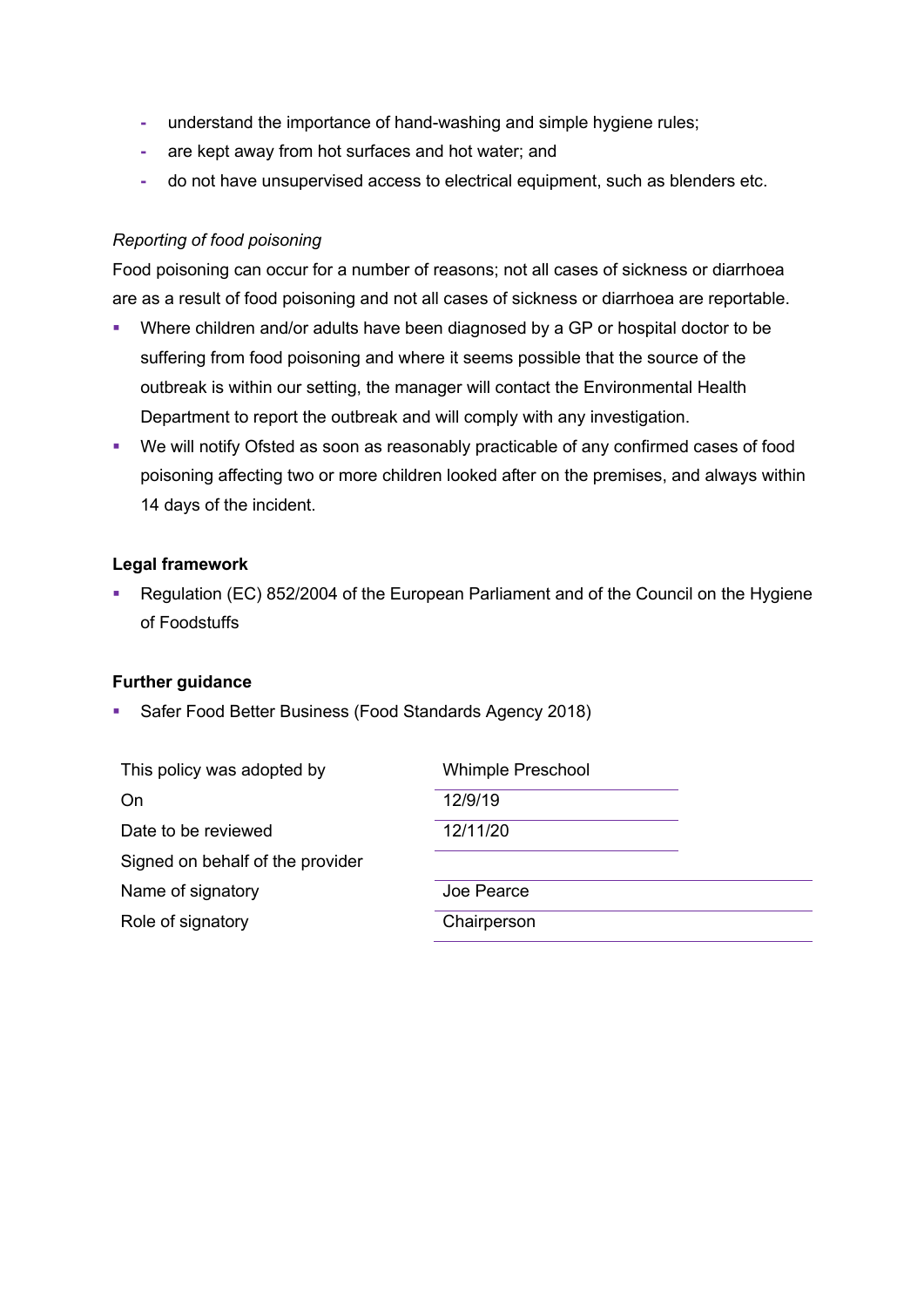- understand the importance of hand-washing and simple hygiene rules;
- are kept away from hot surfaces and hot water; and
- do not have unsupervised access to electrical equipment, such as blenders etc.

*Reporting of food poisoning*

Food poisoning can occur for a number of reasons; not all cases of sickness or diarrhoea are as a result of food poisoning and not all cases of sickness or diarrhoea are reportable.

- Where children and/or adults have been diagnosed by a GP or hospital doctor to be suffering from food poisoning and where it seems possible that the source of the outbreak is within our setting, the manager will contact the Environmental Health Department to report the outbreak and will comply with any investigation.
- We will notify Ofsted as soon as reasonably practicable of any confirmed cases of food poisoning affecting two or more children looked after on the premises, and always within 14 days of the incident.

**Legal framework**

- Regulation (EC) 852/2004 of the European Parliament and of the Council on the Hygiene of Foodstuffs

**Further guidance**

- Safer Food Better Business (Food Standards Agency 2018)

| | |
|---|---|
| This policy was adopted by | Whimple Preschool |
| On | 12/9/19 |
| Date to be reviewed | 12/11/20 |
| Signed on behalf of the provider | |
| Name of signatory | Joe Pearce |
| Role of signatory | Chairperson |